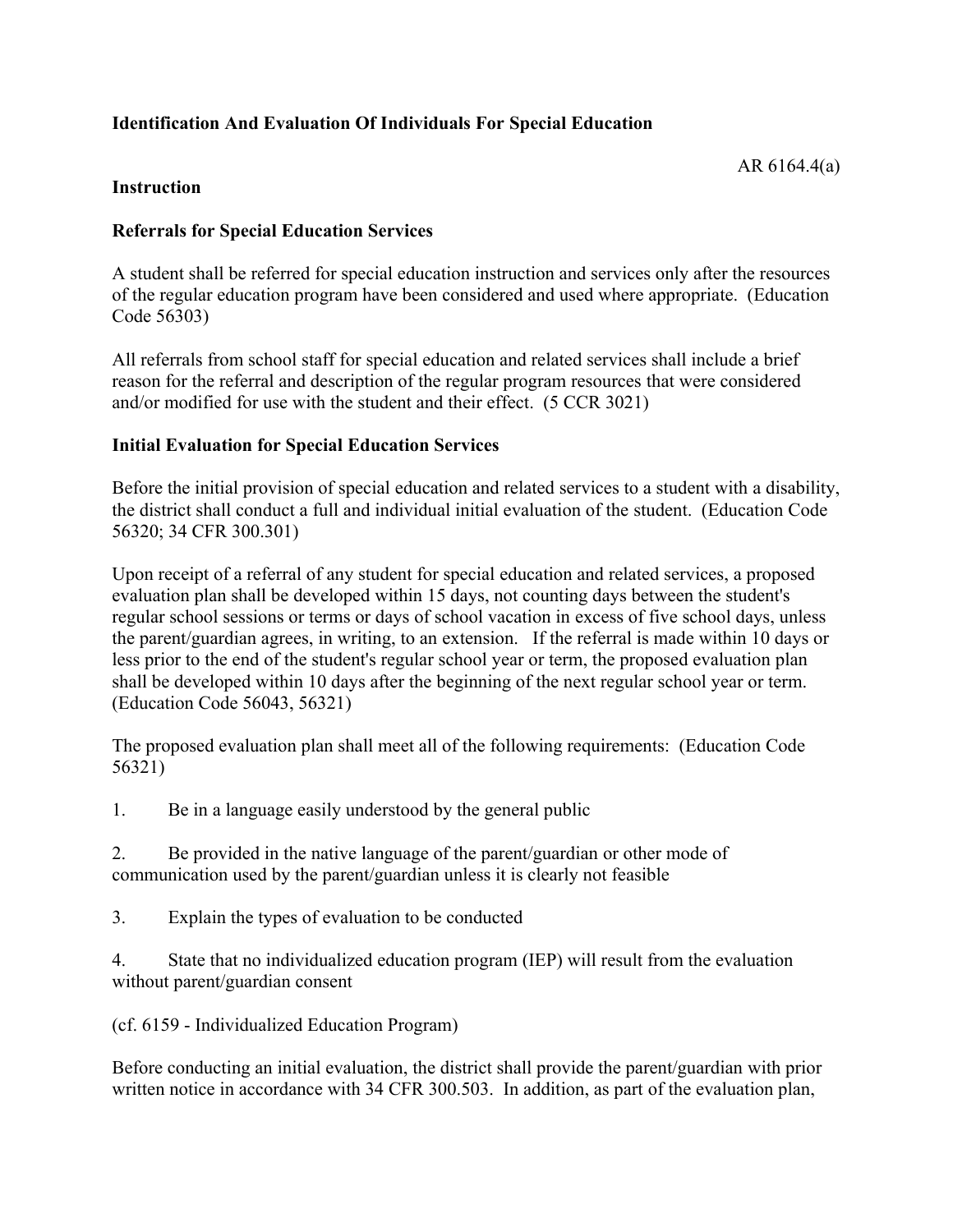**Identification And Evaluation Of Individuals For Special Education**

AR 6164.4(a)

**Instruction**

**Referrals for Special Education Services**

A student shall be referred for special education instruction and services only after the resources of the regular education program have been considered and used where appropriate. (Education Code 56303)

All referrals from school staff for special education and related services shall include a brief reason for the referral and description of the regular program resources that were considered and/or modified for use with the student and their effect. (5 CCR 3021)

**Initial Evaluation for Special Education Services**

Before the initial provision of special education and related services to a student with a disability, the district shall conduct a full and individual initial evaluation of the student. (Education Code 56320; 34 CFR 300.301)

Upon receipt of a referral of any student for special education and related services, a proposed evaluation plan shall be developed within 15 days, not counting days between the student's regular school sessions or terms or days of school vacation in excess of five school days, unless the parent/guardian agrees, in writing, to an extension. If the referral is made within 10 days or less prior to the end of the student's regular school year or term, the proposed evaluation plan shall be developed within 10 days after the beginning of the next regular school year or term. (Education Code 56043, 56321)

The proposed evaluation plan shall meet all of the following requirements: (Education Code 56321)

1. Be in a language easily understood by the general public

2. Be provided in the native language of the parent/guardian or other mode of communication used by the parent/guardian unless it is clearly not feasible

3. Explain the types of evaluation to be conducted

4. State that no individualized education program (IEP) will result from the evaluation without parent/guardian consent

(cf. 6159 - Individualized Education Program)

Before conducting an initial evaluation, the district shall provide the parent/guardian with prior written notice in accordance with 34 CFR 300.503. In addition, as part of the evaluation plan,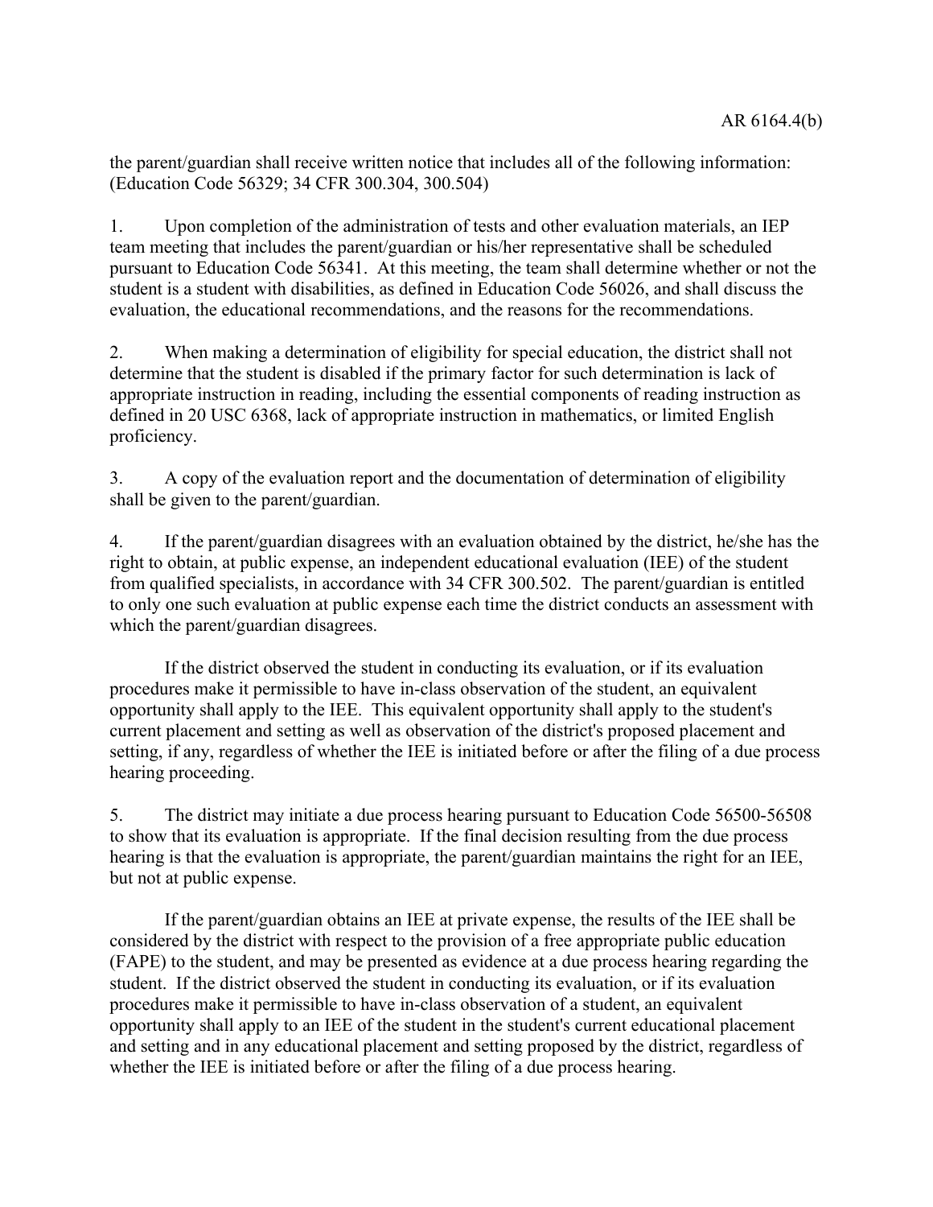the parent/guardian shall receive written notice that includes all of the following information: (Education Code 56329; 34 CFR 300.304, 300.504)

1. Upon completion of the administration of tests and other evaluation materials, an IEP team meeting that includes the parent/guardian or his/her representative shall be scheduled pursuant to Education Code 56341. At this meeting, the team shall determine whether or not the student is a student with disabilities, as defined in Education Code 56026, and shall discuss the evaluation, the educational recommendations, and the reasons for the recommendations.

2. When making a determination of eligibility for special education, the district shall not determine that the student is disabled if the primary factor for such determination is lack of appropriate instruction in reading, including the essential components of reading instruction as defined in 20 USC 6368, lack of appropriate instruction in mathematics, or limited English proficiency.

3. A copy of the evaluation report and the documentation of determination of eligibility shall be given to the parent/guardian.

4. If the parent/guardian disagrees with an evaluation obtained by the district, he/she has the right to obtain, at public expense, an independent educational evaluation (IEE) of the student from qualified specialists, in accordance with 34 CFR 300.502. The parent/guardian is entitled to only one such evaluation at public expense each time the district conducts an assessment with which the parent/guardian disagrees.

   If the district observed the student in conducting its evaluation, or if its evaluation procedures make it permissible to have in-class observation of the student, an equivalent opportunity shall apply to the IEE. This equivalent opportunity shall apply to the student's current placement and setting as well as observation of the district's proposed placement and setting, if any, regardless of whether the IEE is initiated before or after the filing of a due process hearing proceeding.

5. The district may initiate a due process hearing pursuant to Education Code 56500-56508 to show that its evaluation is appropriate. If the final decision resulting from the due process hearing is that the evaluation is appropriate, the parent/guardian maintains the right for an IEE, but not at public expense.

   If the parent/guardian obtains an IEE at private expense, the results of the IEE shall be considered by the district with respect to the provision of a free appropriate public education (FAPE) to the student, and may be presented as evidence at a due process hearing regarding the student. If the district observed the student in conducting its evaluation, or if its evaluation procedures make it permissible to have in-class observation of a student, an equivalent opportunity shall apply to an IEE of the student in the student's current educational placement and setting and in any educational placement and setting proposed by the district, regardless of whether the IEE is initiated before or after the filing of a due process hearing.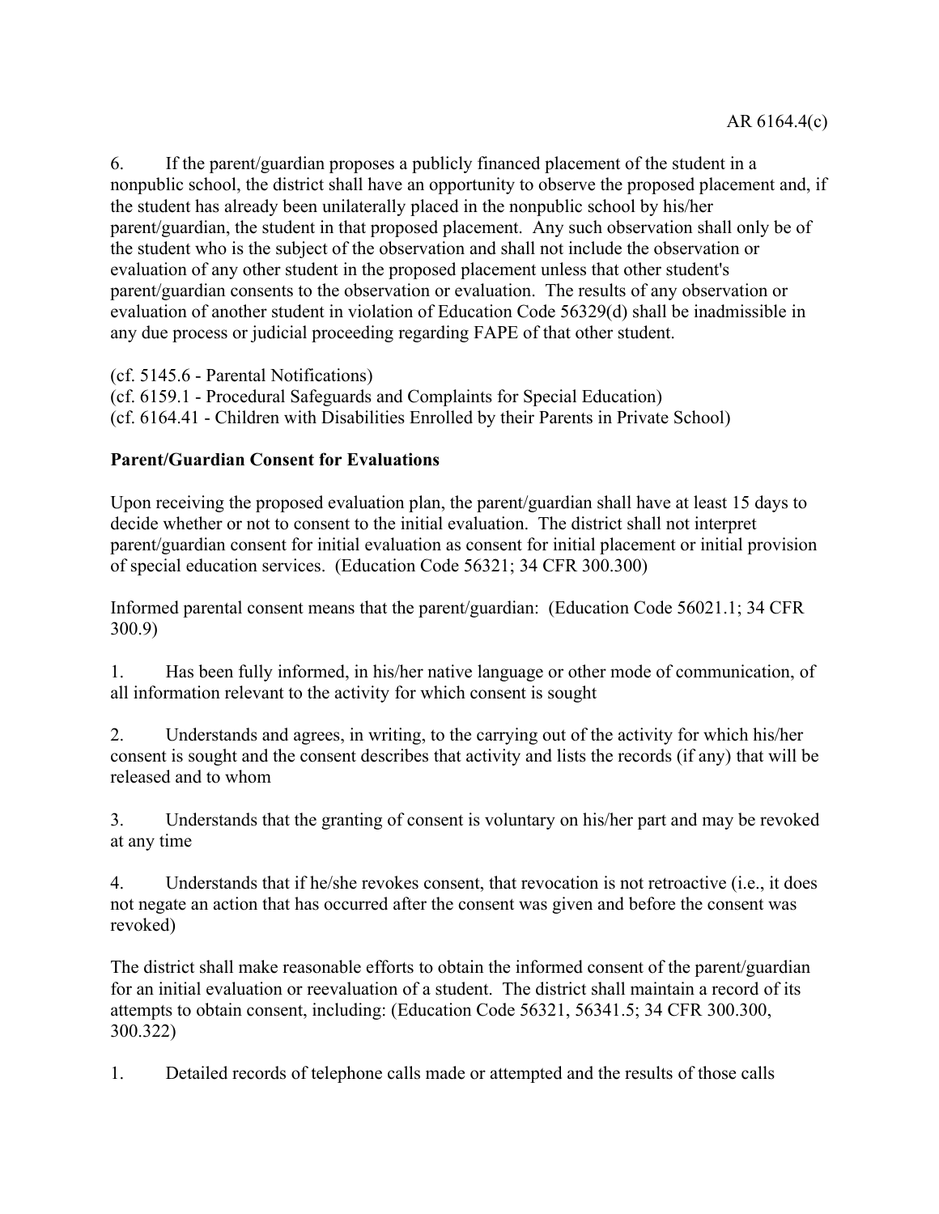6. If the parent/guardian proposes a publicly financed placement of the student in a nonpublic school, the district shall have an opportunity to observe the proposed placement and, if the student has already been unilaterally placed in the nonpublic school by his/her parent/guardian, the student in that proposed placement. Any such observation shall only be of the student who is the subject of the observation and shall not include the observation or evaluation of any other student in the proposed placement unless that other student's parent/guardian consents to the observation or evaluation. The results of any observation or evaluation of another student in violation of Education Code 56329(d) shall be inadmissible in any due process or judicial proceeding regarding FAPE of that other student.

(cf. 5145.6 - Parental Notifications)
(cf. 6159.1 - Procedural Safeguards and Complaints for Special Education)
(cf. 6164.41 - Children with Disabilities Enrolled by their Parents in Private School)

**Parent/Guardian Consent for Evaluations**

Upon receiving the proposed evaluation plan, the parent/guardian shall have at least 15 days to decide whether or not to consent to the initial evaluation. The district shall not interpret parent/guardian consent for initial evaluation as consent for initial placement or initial provision of special education services. (Education Code 56321; 34 CFR 300.300)

Informed parental consent means that the parent/guardian: (Education Code 56021.1; 34 CFR 300.9)

1. Has been fully informed, in his/her native language or other mode of communication, of all information relevant to the activity for which consent is sought

2. Understands and agrees, in writing, to the carrying out of the activity for which his/her consent is sought and the consent describes that activity and lists the records (if any) that will be released and to whom

3. Understands that the granting of consent is voluntary on his/her part and may be revoked at any time

4. Understands that if he/she revokes consent, that revocation is not retroactive (i.e., it does not negate an action that has occurred after the consent was given and before the consent was revoked)

The district shall make reasonable efforts to obtain the informed consent of the parent/guardian for an initial evaluation or reevaluation of a student. The district shall maintain a record of its attempts to obtain consent, including: (Education Code 56321, 56341.5; 34 CFR 300.300, 300.322)

1. Detailed records of telephone calls made or attempted and the results of those calls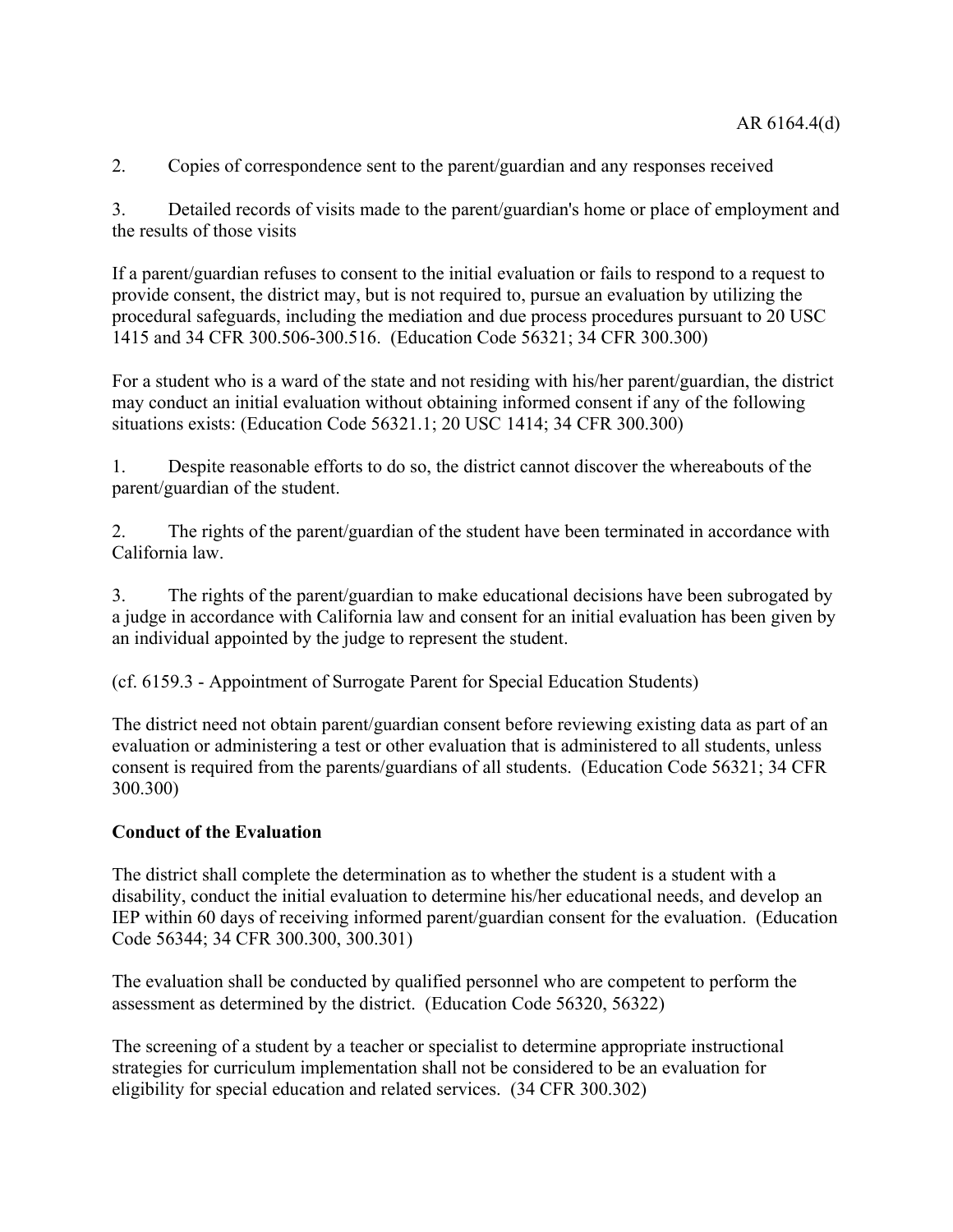2. Copies of correspondence sent to the parent/guardian and any responses received

3. Detailed records of visits made to the parent/guardian's home or place of employment and the results of those visits

If a parent/guardian refuses to consent to the initial evaluation or fails to respond to a request to provide consent, the district may, but is not required to, pursue an evaluation by utilizing the procedural safeguards, including the mediation and due process procedures pursuant to 20 USC 1415 and 34 CFR 300.506-300.516. (Education Code 56321; 34 CFR 300.300)

For a student who is a ward of the state and not residing with his/her parent/guardian, the district may conduct an initial evaluation without obtaining informed consent if any of the following situations exists: (Education Code 56321.1; 20 USC 1414; 34 CFR 300.300)

1. Despite reasonable efforts to do so, the district cannot discover the whereabouts of the parent/guardian of the student.

2. The rights of the parent/guardian of the student have been terminated in accordance with California law.

3. The rights of the parent/guardian to make educational decisions have been subrogated by a judge in accordance with California law and consent for an initial evaluation has been given by an individual appointed by the judge to represent the student.

(cf. 6159.3 - Appointment of Surrogate Parent for Special Education Students)

The district need not obtain parent/guardian consent before reviewing existing data as part of an evaluation or administering a test or other evaluation that is administered to all students, unless consent is required from the parents/guardians of all students. (Education Code 56321; 34 CFR 300.300)

**Conduct of the Evaluation**

The district shall complete the determination as to whether the student is a student with a disability, conduct the initial evaluation to determine his/her educational needs, and develop an IEP within 60 days of receiving informed parent/guardian consent for the evaluation. (Education Code 56344; 34 CFR 300.300, 300.301)

The evaluation shall be conducted by qualified personnel who are competent to perform the assessment as determined by the district. (Education Code 56320, 56322)

The screening of a student by a teacher or specialist to determine appropriate instructional strategies for curriculum implementation shall not be considered to be an evaluation for eligibility for special education and related services. (34 CFR 300.302)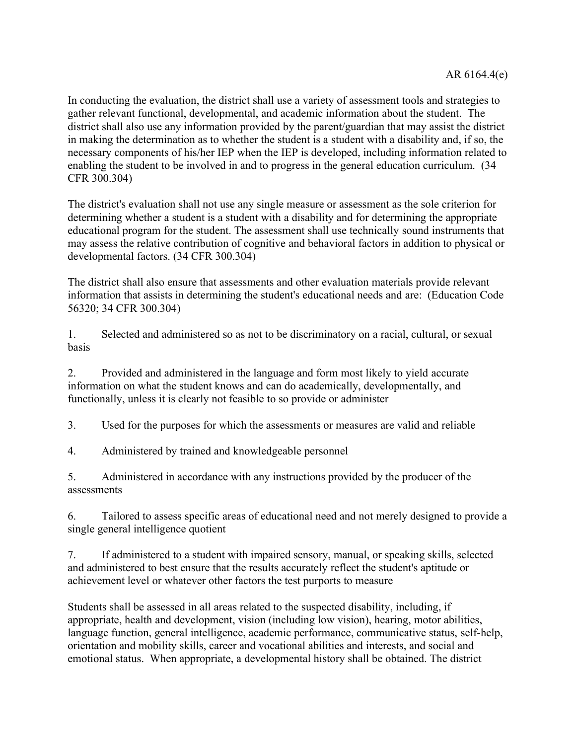In conducting the evaluation, the district shall use a variety of assessment tools and strategies to gather relevant functional, developmental, and academic information about the student. The district shall also use any information provided by the parent/guardian that may assist the district in making the determination as to whether the student is a student with a disability and, if so, the necessary components of his/her IEP when the IEP is developed, including information related to enabling the student to be involved in and to progress in the general education curriculum. (34 CFR 300.304)

The district's evaluation shall not use any single measure or assessment as the sole criterion for determining whether a student is a student with a disability and for determining the appropriate educational program for the student. The assessment shall use technically sound instruments that may assess the relative contribution of cognitive and behavioral factors in addition to physical or developmental factors. (34 CFR 300.304)

The district shall also ensure that assessments and other evaluation materials provide relevant information that assists in determining the student's educational needs and are: (Education Code 56320; 34 CFR 300.304)

1. Selected and administered so as not to be discriminatory on a racial, cultural, or sexual basis

2. Provided and administered in the language and form most likely to yield accurate information on what the student knows and can do academically, developmentally, and functionally, unless it is clearly not feasible to so provide or administer

3. Used for the purposes for which the assessments or measures are valid and reliable

4. Administered by trained and knowledgeable personnel

5. Administered in accordance with any instructions provided by the producer of the assessments

6. Tailored to assess specific areas of educational need and not merely designed to provide a single general intelligence quotient

7. If administered to a student with impaired sensory, manual, or speaking skills, selected and administered to best ensure that the results accurately reflect the student's aptitude or achievement level or whatever other factors the test purports to measure

Students shall be assessed in all areas related to the suspected disability, including, if appropriate, health and development, vision (including low vision), hearing, motor abilities, language function, general intelligence, academic performance, communicative status, self-help, orientation and mobility skills, career and vocational abilities and interests, and social and emotional status. When appropriate, a developmental history shall be obtained. The district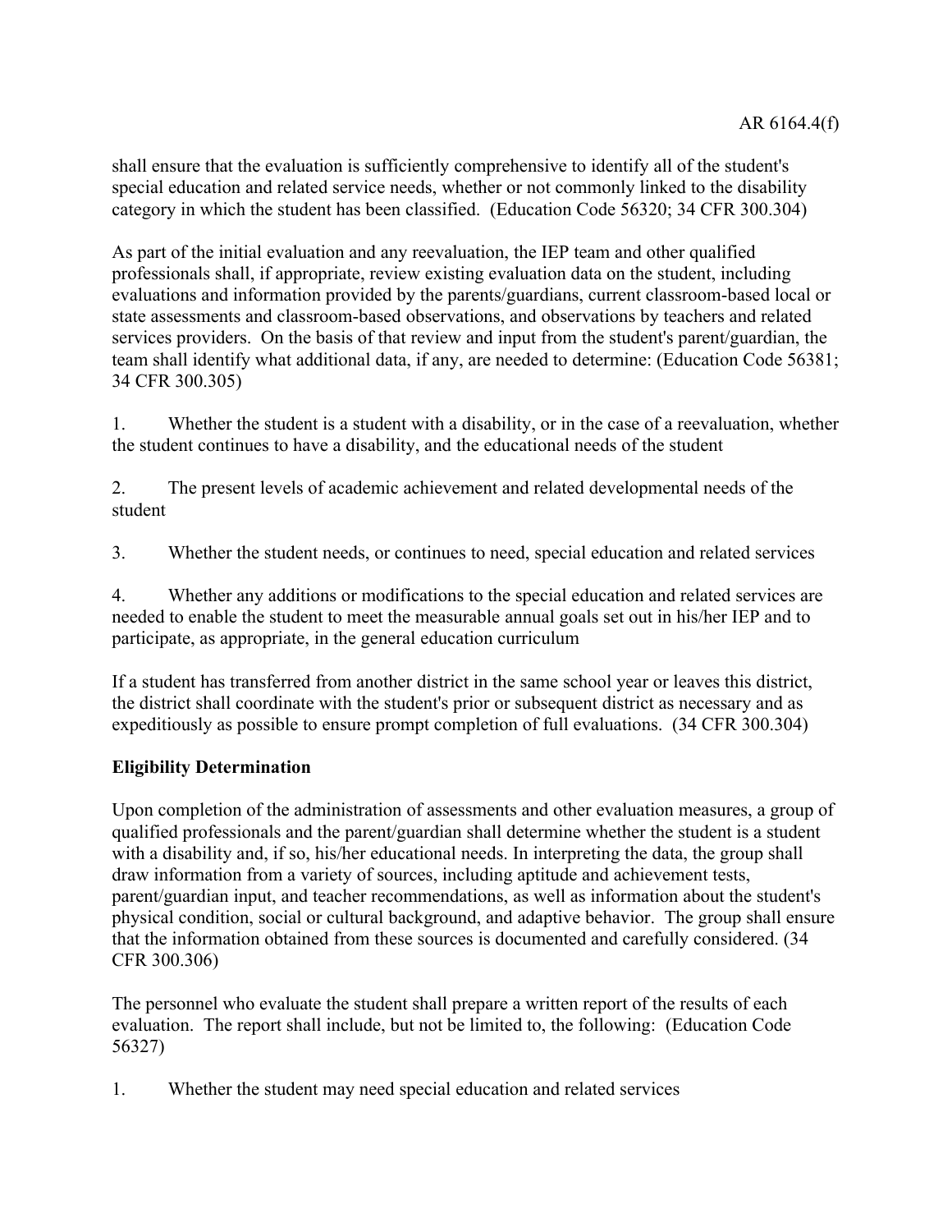shall ensure that the evaluation is sufficiently comprehensive to identify all of the student's special education and related service needs, whether or not commonly linked to the disability category in which the student has been classified. (Education Code 56320; 34 CFR 300.304)

As part of the initial evaluation and any reevaluation, the IEP team and other qualified professionals shall, if appropriate, review existing evaluation data on the student, including evaluations and information provided by the parents/guardians, current classroom-based local or state assessments and classroom-based observations, and observations by teachers and related services providers. On the basis of that review and input from the student's parent/guardian, the team shall identify what additional data, if any, are needed to determine: (Education Code 56381; 34 CFR 300.305)

1. Whether the student is a student with a disability, or in the case of a reevaluation, whether the student continues to have a disability, and the educational needs of the student

2. The present levels of academic achievement and related developmental needs of the student

3. Whether the student needs, or continues to need, special education and related services

4. Whether any additions or modifications to the special education and related services are needed to enable the student to meet the measurable annual goals set out in his/her IEP and to participate, as appropriate, in the general education curriculum

If a student has transferred from another district in the same school year or leaves this district, the district shall coordinate with the student's prior or subsequent district as necessary and as expeditiously as possible to ensure prompt completion of full evaluations. (34 CFR 300.304)

**Eligibility Determination**

Upon completion of the administration of assessments and other evaluation measures, a group of qualified professionals and the parent/guardian shall determine whether the student is a student with a disability and, if so, his/her educational needs. In interpreting the data, the group shall draw information from a variety of sources, including aptitude and achievement tests, parent/guardian input, and teacher recommendations, as well as information about the student's physical condition, social or cultural background, and adaptive behavior. The group shall ensure that the information obtained from these sources is documented and carefully considered. (34 CFR 300.306)

The personnel who evaluate the student shall prepare a written report of the results of each evaluation. The report shall include, but not be limited to, the following: (Education Code 56327)

1. Whether the student may need special education and related services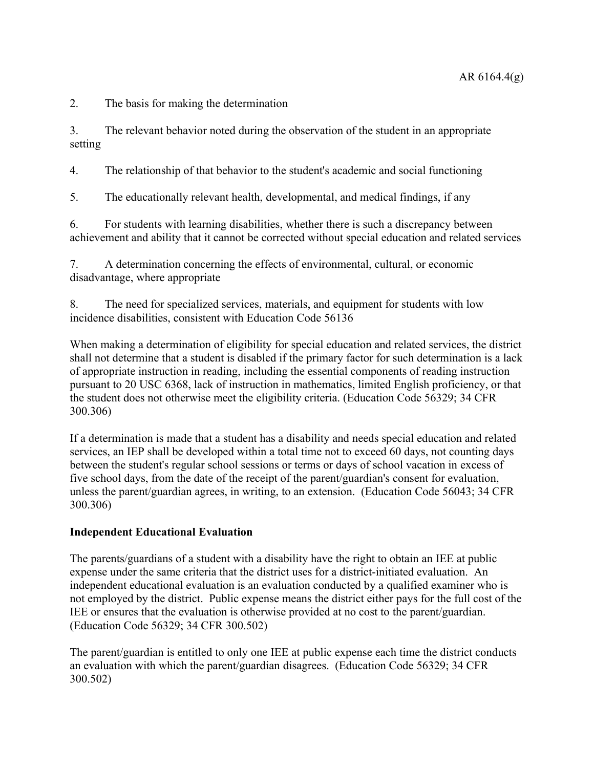2. The basis for making the determination

3. The relevant behavior noted during the observation of the student in an appropriate setting

4. The relationship of that behavior to the student's academic and social functioning

5. The educationally relevant health, developmental, and medical findings, if any

6. For students with learning disabilities, whether there is such a discrepancy between achievement and ability that it cannot be corrected without special education and related services

7. A determination concerning the effects of environmental, cultural, or economic disadvantage, where appropriate

8. The need for specialized services, materials, and equipment for students with low incidence disabilities, consistent with Education Code 56136

When making a determination of eligibility for special education and related services, the district shall not determine that a student is disabled if the primary factor for such determination is a lack of appropriate instruction in reading, including the essential components of reading instruction pursuant to 20 USC 6368, lack of instruction in mathematics, limited English proficiency, or that the student does not otherwise meet the eligibility criteria. (Education Code 56329; 34 CFR 300.306)

If a determination is made that a student has a disability and needs special education and related services, an IEP shall be developed within a total time not to exceed 60 days, not counting days between the student's regular school sessions or terms or days of school vacation in excess of five school days, from the date of the receipt of the parent/guardian's consent for evaluation, unless the parent/guardian agrees, in writing, to an extension. (Education Code 56043; 34 CFR 300.306)

**Independent Educational Evaluation**

The parents/guardians of a student with a disability have the right to obtain an IEE at public expense under the same criteria that the district uses for a district-initiated evaluation. An independent educational evaluation is an evaluation conducted by a qualified examiner who is not employed by the district. Public expense means the district either pays for the full cost of the IEE or ensures that the evaluation is otherwise provided at no cost to the parent/guardian. (Education Code 56329; 34 CFR 300.502)

The parent/guardian is entitled to only one IEE at public expense each time the district conducts an evaluation with which the parent/guardian disagrees. (Education Code 56329; 34 CFR 300.502)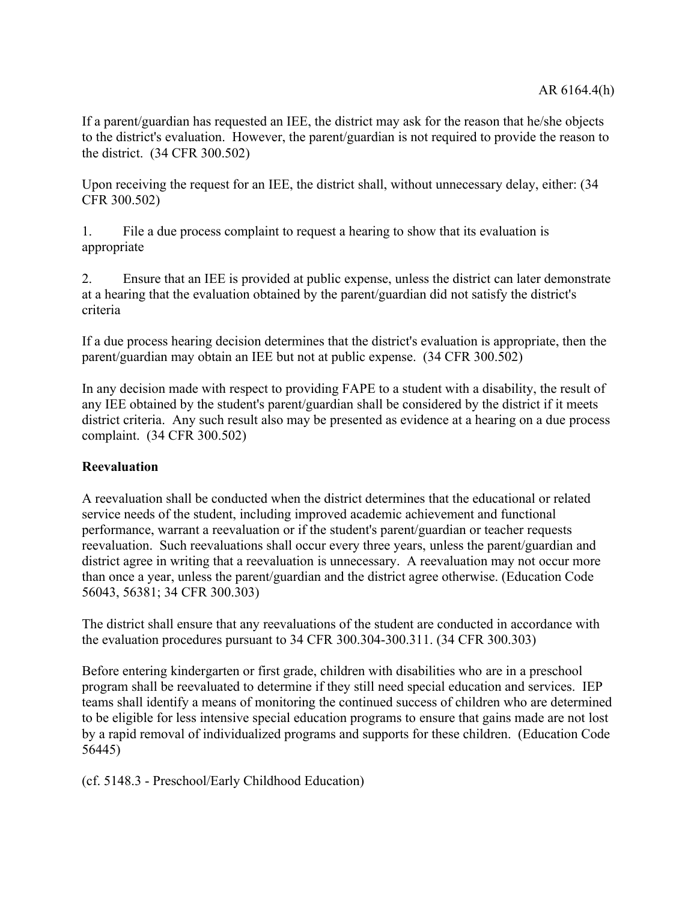If a parent/guardian has requested an IEE, the district may ask for the reason that he/she objects to the district's evaluation. However, the parent/guardian is not required to provide the reason to the district. (34 CFR 300.502)

Upon receiving the request for an IEE, the district shall, without unnecessary delay, either: (34 CFR 300.502)

1. File a due process complaint to request a hearing to show that its evaluation is appropriate

2. Ensure that an IEE is provided at public expense, unless the district can later demonstrate at a hearing that the evaluation obtained by the parent/guardian did not satisfy the district's criteria

If a due process hearing decision determines that the district's evaluation is appropriate, then the parent/guardian may obtain an IEE but not at public expense. (34 CFR 300.502)

In any decision made with respect to providing FAPE to a student with a disability, the result of any IEE obtained by the student's parent/guardian shall be considered by the district if it meets district criteria. Any such result also may be presented as evidence at a hearing on a due process complaint. (34 CFR 300.502)

**Reevaluation**

A reevaluation shall be conducted when the district determines that the educational or related service needs of the student, including improved academic achievement and functional performance, warrant a reevaluation or if the student's parent/guardian or teacher requests reevaluation. Such reevaluations shall occur every three years, unless the parent/guardian and district agree in writing that a reevaluation is unnecessary. A reevaluation may not occur more than once a year, unless the parent/guardian and the district agree otherwise. (Education Code 56043, 56381; 34 CFR 300.303)

The district shall ensure that any reevaluations of the student are conducted in accordance with the evaluation procedures pursuant to 34 CFR 300.304-300.311. (34 CFR 300.303)

Before entering kindergarten or first grade, children with disabilities who are in a preschool program shall be reevaluated to determine if they still need special education and services. IEP teams shall identify a means of monitoring the continued success of children who are determined to be eligible for less intensive special education programs to ensure that gains made are not lost by a rapid removal of individualized programs and supports for these children. (Education Code 56445)

(cf. 5148.3 - Preschool/Early Childhood Education)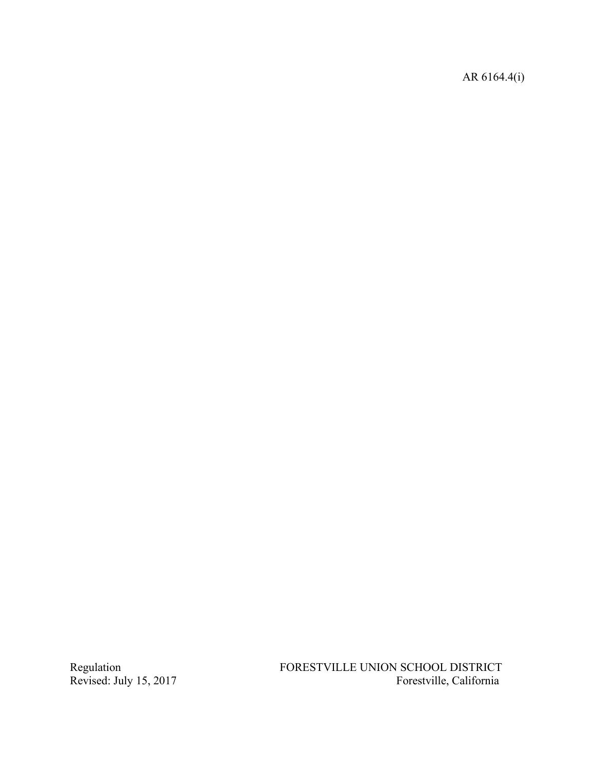Regulation
Revised: July 15, 2017

FORESTVILLE UNION SCHOOL DISTRICT
Forestville, California